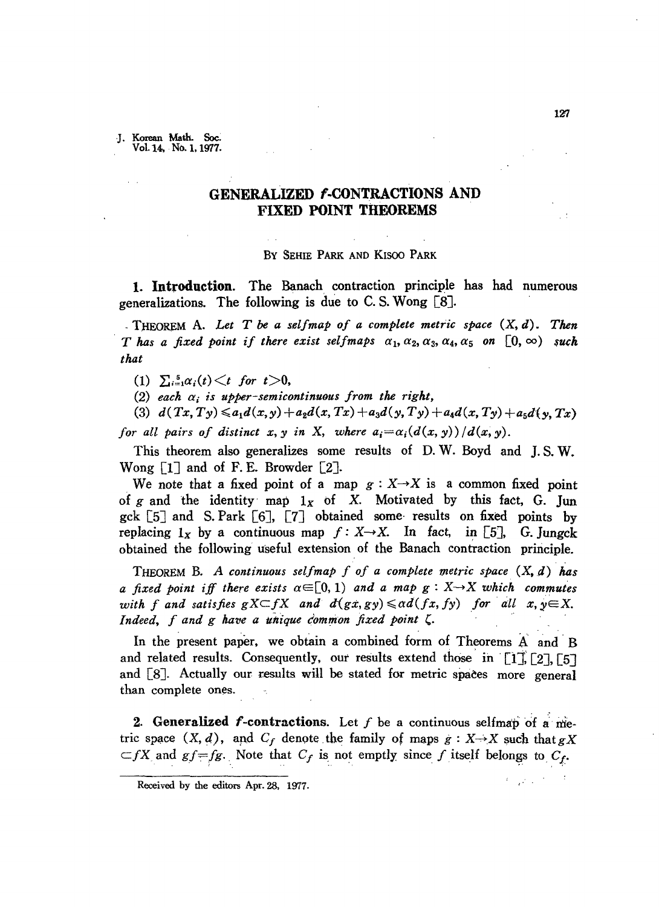# GENERALIZED $f$-CONTRACTIONS AND FIXED POINT THEOREMS

BY SEHIE PARK AND KISOO PARK

**1. Introduction.** The Banach contraction principle has had numerous generalizations. The following is due to C. S. Wong [8].

THEOREM A. *Let $T$ be a selfmap of a complete metric space $(X, d)$. Then $T$ has a fixed point if there exist selfmaps $\alpha_1, \alpha_2, \alpha_3, \alpha_4, \alpha_5$ on $[0, \infty)$ such that*

(1) $\sum_{i=1}^{5}\alpha_i(t) < t$ *for* $t > 0$,

(2) *each $\alpha_i$ is upper-semicontinuous from the right,*

(3) $d(Tx, Ty) \leqslant a_1 d(x, y) + a_2 d(x, Tx) + a_3 d(y, Ty) + a_4 d(x, Ty) + a_5 d(y, Tx)$

*for all pairs of distinct $x, y$ in $X$, where $a_i = \alpha_i(d(x, y))/d(x, y)$.*

This theorem also generalizes some results of D. W. Boyd and J. S. W. Wong [1] and of F. E. Browder [2].

We note that a fixed point of a map $g: X \to X$ is a common fixed point of $g$ and the identity map $1_X$ of $X$. Motivated by this fact, G. Jungck [5] and S. Park [6], [7] obtained some results on fixed points by replacing $1_X$ by a continuous map $f: X \to X$. In fact, in [5], G. Jungck obtained the following useful extension of the Banach contraction principle.

THEOREM B. *A continuous selfmap $f$ of a complete metric space $(X, d)$ has a fixed point iff there exists $\alpha \in [0, 1)$ and a map $g: X \to X$ which commutes with $f$ and satisfies $gX \subset fX$ and $d(gx, gy) \leqslant \alpha d(fx, fy)$ for all $x, y \in X$. Indeed, $f$ and $g$ have a unique common fixed point $\zeta$.*

In the present paper, we obtain a combined form of Theorems A and B and related results. Consequently, our results extend those in [1], [2], [5] and [8]. Actually our results will be stated for metric spaces more general than complete ones.

**2. Generalized $f$-contractions.** Let $f$ be a continuous selfmap of a metric space $(X, d)$, and $C_f$ denote the family of maps $g: X \to X$ such that $gX \subset fX$ and $gf = fg$. Note that $C_f$ is not empty since $f$ itself belongs to $C_f$.

Received by the editors Apr. 28, 1977.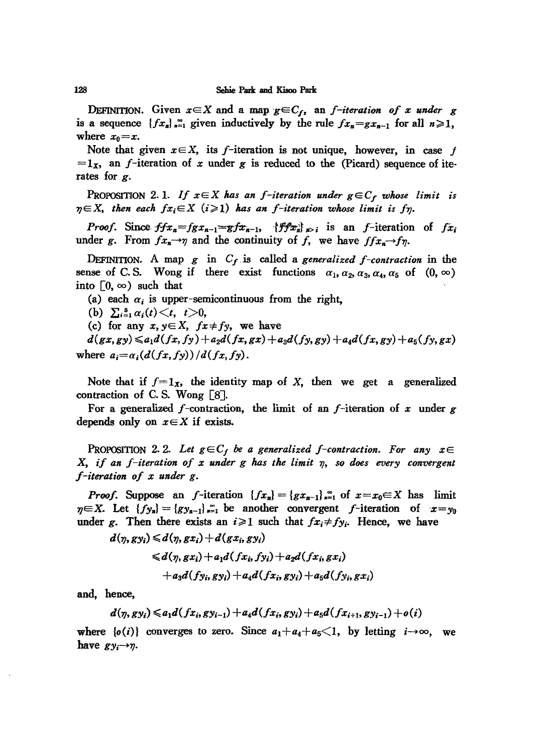**Definition.** Given $x \in X$ and a map $g \in C_f$, an *$f$-iteration of $x$ under $g$* is a sequence $\{fx_n\}_{n=1}^{\infty}$ given inductively by the rule $fx_n = gx_{n-1}$ for all $n \geqslant 1$, where $x_0 = x$.

Note that given $x \in X$, its $f$-iteration is not unique, however, in case $f = 1_X$, an $f$-iteration of $x$ under $g$ is reduced to the (Picard) sequence of iterates for $g$.

**Proposition 2.1.** *If $x \in X$ has an $f$-iteration under $g \in C_f$ whose limit is $\eta \in X$, then each $fx_i \in X$ $(i \geqslant 1)$ has an $f$-iteration whose limit is $f\eta$.*

*Proof.* Since $ffx_n = fgx_{n-1} = gfx_{n-1}$, $\{ffx_n\}_{n>i}$ is an $f$-iteration of $fx_i$ under $g$. From $fx_n \to \eta$ and the continuity of $f$, we have $ffx_n \to f\eta$.

**Definition.** A map $g$ in $C_f$ is called a *generalized $f$-contraction* in the sense of C. S. Wong if there exist functions $\alpha_1, \alpha_2, \alpha_3, \alpha_4, \alpha_5$ of $(0, \infty)$ into $[0, \infty)$ such that

(a) each $\alpha_i$ is upper-semicontinuous from the right,

(b) $\sum_{i=1}^{5} \alpha_i(t) < t$, $t > 0$,

(c) for any $x, y \in X$, $fx \neq fy$, we have

$d(gx, gy) \leqslant a_1 d(fx, fy) + a_2 d(fx, gx) + a_3 d(fy, gy) + a_4 d(fx, gy) + a_5 (fy, gx)$

where $a_i = \alpha_i(d(fx, fy))/d(fx, fy)$.

Note that if $f = 1_X$, the identity map of $X$, then we get a generalized contraction of C. S. Wong [8].

For a generalized $f$-contraction, the limit of an $f$-iteration of $x$ under $g$ depends only on $x \in X$ if exists.

**Proposition 2.2.** *Let $g \in C_f$ be a generalized $f$-contraction. For any $x \in X$, if an $f$-iteration of $x$ under $g$ has the limit $\eta$, so does every convergent $f$-iteration of $x$ under $g$.*

*Proof.* Suppose an $f$-iteration $\{fx_n\} = \{gx_{n-1}\}_{n=1}^{\infty}$ of $x = x_0 \in X$ has limit $\eta \in X$. Let $\{fy_n\} = \{gy_{n-1}\}_{n=1}^{\infty}$ be another convergent $f$-iteration of $x = y_0$ under $g$. Then there exists an $i \geqslant 1$ such that $fx_i \neq fy_i$. Hence, we have

$$\begin{aligned} d(\eta, gy_i) &\leqslant d(\eta, gx_i) + d(gx_i, gy_i) \\ &\leqslant d(\eta, gx_i) + a_1 d(fx_i, fy_i) + a_2 d(fx_i, gx_i) \\ &\quad + a_3 d(fy_i, gy_i) + a_4 d(fx_i, gy_i) + a_5 d(fy_i, gx_i) \end{aligned}$$

and, hence,

$$d(\eta, gy_i) \leqslant a_1 d(fx_i, gy_{i-1}) + a_4 d(fx_i, gy_i) + a_5 d(fx_{i+1}, gy_{i-1}) + o(i)$$

where $\{o(i)\}$ converges to zero. Since $a_1 + a_4 + a_5 < 1$, by letting $i \to \infty$, we have $gy_i \to \eta$.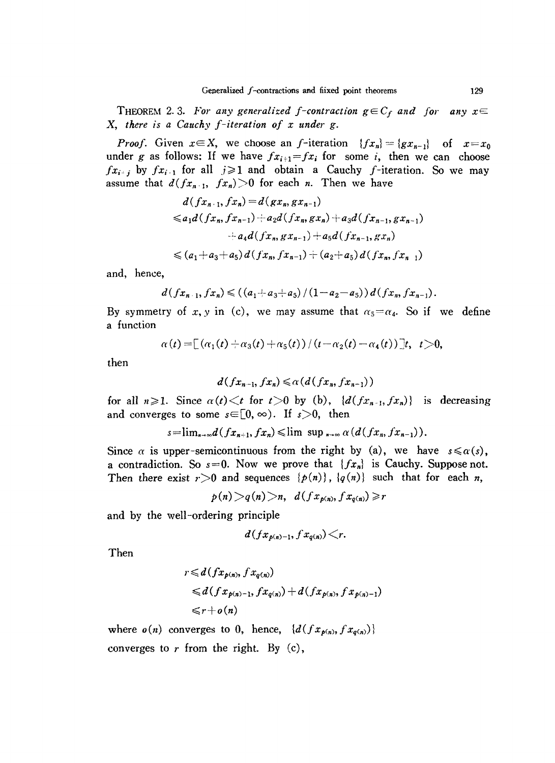THEOREM 2. 3. *For any generalized f-contraction $g \in C_f$ and for any $x \in X$, there is a Cauchy f-iteration of x under g.*

*Proof.* Given $x \in X$, we choose an $f$-iteration $\{fx_n\} = \{gx_{n-1}\}$ of $x = x_0$ under $g$ as follows: If we have $fx_{i+1} = fx_i$ for some $i$, then we can choose $fx_{i+j}$ by $fx_{i+1}$ for all $j \geqslant 1$ and obtain a Cauchy $f$-iteration. So we may assume that $d(fx_{n+1}, fx_n) > 0$ for each $n$. Then we have

$$
\begin{aligned}
d(fx_{n+1}, fx_n) &= d(gx_n, gx_{n-1}) \\
&\leqslant a_1 d(fx_n, fx_{n-1}) + a_2 d(fx_n, gx_n) + a_3 d(fx_{n-1}, gx_{n-1}) \\
&\quad + a_4 d(fx_n, gx_{n-1}) + a_5 d(fx_{n-1}, gx_n) \\
&\leqslant (a_1 + a_3 + a_5) d(fx_n, fx_{n-1}) + (a_2 + a_5) d(fx_n, fx_{n+1})
\end{aligned}
$$

and, hence,

$$
d(fx_{n+1}, fx_n) \leqslant ((a_1 + a_3 + a_5)/(1 - a_2 - a_5)) d(fx_n, fx_{n-1}).
$$

By symmetry of $x, y$ in (c), we may assume that $\alpha_5 = \alpha_4$. So if we define a function

$$
\alpha(t) = [(\alpha_1(t) + \alpha_3(t) + \alpha_5(t)) / (t - \alpha_2(t) - \alpha_4(t))] t, \quad t > 0,
$$

then

$$
d(fx_{n+1}, fx_n) \leqslant \alpha(d(fx_n, fx_{n-1}))
$$

for all $n \geqslant 1$. Since $\alpha(t) < t$ for $t > 0$ by (b), $\{d(fx_{n+1}, fx_n)\}$ is decreasing and converges to some $s \in [0, \infty)$. If $s > 0$, then

$$
s = \lim_{n \to \infty} d(fx_{n+1}, fx_n) \leqslant \lim\sup_{n \to \infty} \alpha(d(fx_n, fx_{n-1})).
$$

Since $\alpha$ is upper-semicontinuous from the right by (a), we have $s \leqslant \alpha(s)$, a contradiction. So $s = 0$. Now we prove that $\{fx_n\}$ is Cauchy. Suppose not. Then there exist $r > 0$ and sequences $\{p(n)\}$, $\{q(n)\}$ such that for each $n$,

$$
p(n) > q(n) > n, \quad d(fx_{p(n)}, fx_{q(n)}) \geqslant r
$$

and by the well-ordering principle

$$
d(fx_{p(n)-1}, fx_{q(n)}) < r.
$$

Then

$$
\begin{aligned}
r &\leqslant d(fx_{p(n)}, fx_{q(n)}) \\
&\leqslant d(fx_{p(n)-1}, fx_{q(n)}) + d(fx_{p(n)}, fx_{p(n)-1}) \\
&\leqslant r + o(n)
\end{aligned}
$$

where $o(n)$ converges to 0, hence, $\{d(fx_{p(n)}, fx_{q(n)})\}$ converges to $r$ from the right. By (c),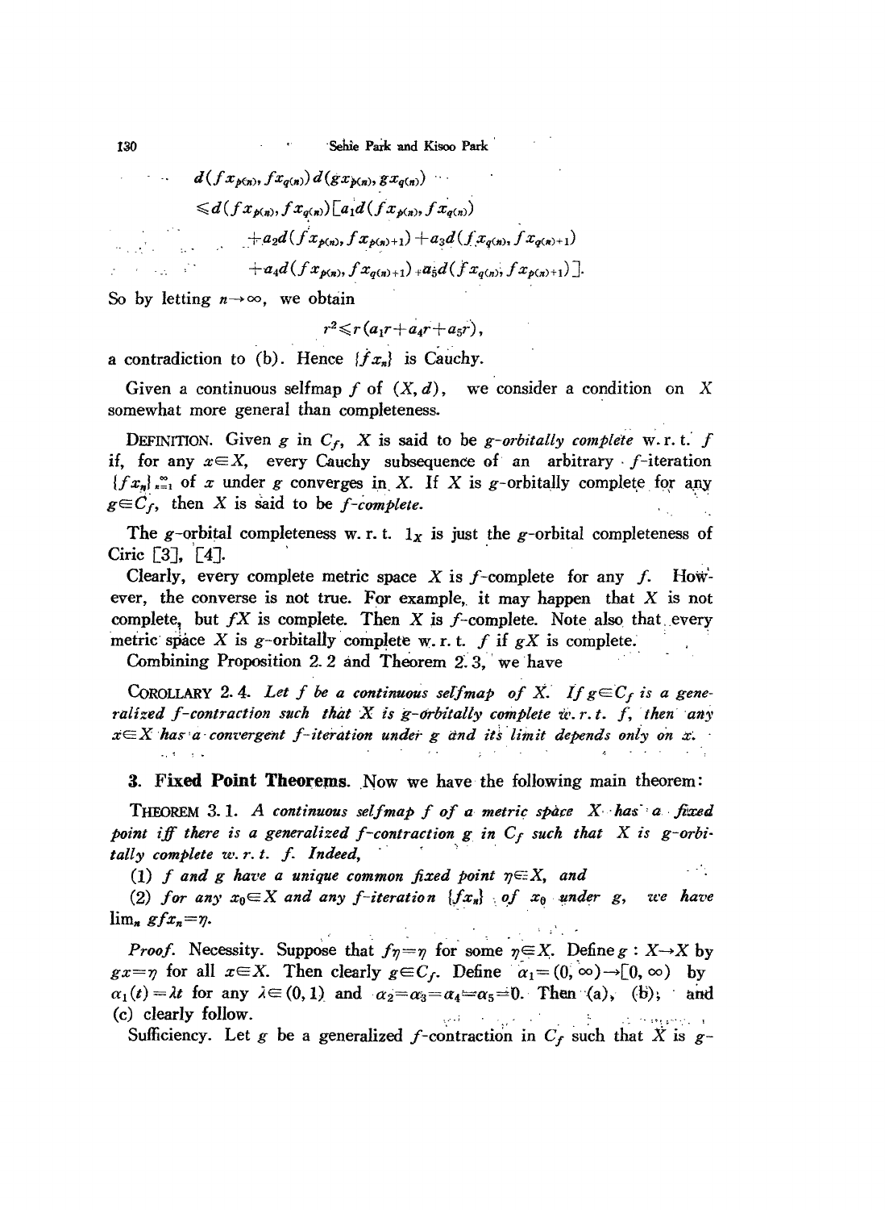$$
\begin{aligned}
& d(fx_{p(n)}, fx_{q(n)})\, d(gx_{p(n)}, gx_{q(n)}) \\
& \leqslant d(fx_{p(n)}, fx_{q(n)})[a_1 d(fx_{p(n)}, fx_{q(n)}) \\
& \quad + a_2 d(fx_{p(n)}, fx_{p(n)+1}) + a_3 d(fx_{q(n)}, fx_{q(n)+1}) \\
& \quad + a_4 d(fx_{p(n)}, fx_{q(n)+1}) + a_5 d(fx_{q(n)}, fx_{p(n)+1})].
\end{aligned}
$$

So by letting $n \to \infty$, we obtain

$$
r^2 \leqslant r(a_1 r + a_4 r + a_5 r),
$$

a contradiction to (b). Hence $\{fx_n\}$ is Cauchy.

Given a continuous selfmap $f$ of $(X, d)$, we consider a condition on $X$ somewhat more general than completeness.

DEFINITION. Given $g$ in $C_f$, $X$ is said to be *g-orbitally complete* w.r.t. $f$ if, for any $x \in X$, every Cauchy subsequence of an arbitrary $f$-iteration $\{fx_n\}_{n=1}^{\infty}$ of $x$ under $g$ converges in $X$. If $X$ is $g$-orbitally complete for any $g \in C_f$, then $X$ is said to be *f-complete*.

The $g$-orbital completeness w.r.t. $1_X$ is just the $g$-orbital completeness of Ciric [3], [4].

Clearly, every complete metric space $X$ is $f$-complete for any $f$. However, the converse is not true. For example, it may happen that $X$ is not complete, but $fX$ is complete. Then $X$ is $f$-complete. Note also that every metric space $X$ is $g$-orbitally complete w.r.t. $f$ if $gX$ is complete.

Combining Proposition 2.2 and Theorem 2.3, we have

COROLLARY 2.4. *Let $f$ be a continuous selfmap of $X$. If $g \in C_f$ is a generalized $f$-contraction such that $X$ is $g$-orbitally complete w.r.t. $f$, then any $x \in X$ has a convergent $f$-iteration under $g$ and its limit depends only on $x$.*

## 3. Fixed Point Theorems.

Now we have the following main theorem:

THEOREM 3.1. *A continuous selfmap $f$ of a metric space $X$ has a fixed point iff there is a generalized $f$-contraction $g$ in $C_f$ such that $X$ is $g$-orbitally complete w.r.t. $f$. Indeed,*

*(1) $f$ and $g$ have a unique common fixed point $\eta \in X$, and*

*(2) for any $x_0 \in X$ and any $f$-iteration $\{fx_n\}$ of $x_0$ under $g$, we have $\lim_n gfx_n = \eta$.*

*Proof.* Necessity. Suppose that $f\eta = \eta$ for some $\eta \in X$. Define $g: X \to X$ by $gx = \eta$ for all $x \in X$. Then clearly $g \in C_f$. Define $\alpha_1 = (0, \infty) \to [0, \infty)$ by $\alpha_1(t) = \lambda t$ for any $\lambda \in (0, 1)$ and $\alpha_2 = \alpha_3 = \alpha_4 = \alpha_5 = 0$. Then (a), (b), and (c) clearly follow.

Sufficiency. Let $g$ be a generalized $f$-contraction in $C_f$ such that $X$ is $g$-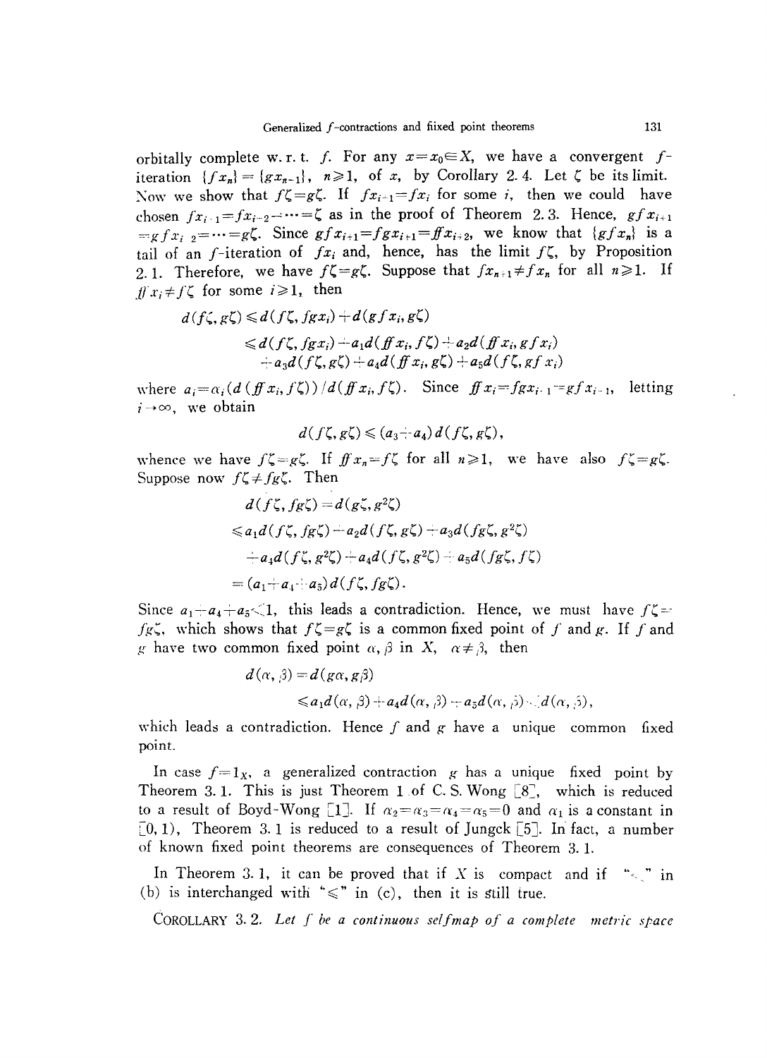orbitally complete w. r. t. $f$. For any $x=x_0\in X$, we have a convergent $f$-iteration $\{fx_n\}=\{gx_{n-1}\}$, $n\geqslant 1$, of $x$, by Corollary 2.4. Let $\zeta$ be its limit. Now we show that $f\zeta=g\zeta$. If $fx_{i+1}=fx_i$ for some $i$, then we could have chosen $fx_{i+1}=fx_{i+2}=\cdots=\zeta$ as in the proof of Theorem 2.3. Hence, $gfx_{i+1}=gfx_{i+2}=\cdots=g\zeta$. Since $gfx_{i+1}=fgx_{i+1}=ffx_{i+2}$, we know that $\{gfx_n\}$ is a tail of an $f$-iteration of $fx_i$ and, hence, has the limit $f\zeta$, by Proposition 2.1. Therefore, we have $f\zeta=g\zeta$. Suppose that $fx_{n+1}\neq fx_n$ for all $n\geqslant 1$. If $ffx_i\neq f\zeta$ for some $i\geqslant 1$, then

$$
\begin{aligned}
d(f\zeta,g\zeta)&\leqslant d(f\zeta,fgx_i)+d(gfx_i,g\zeta)\\
&\leqslant d(f\zeta,fgx_i)+a_1d(ffx_i,f\zeta)+a_2d(ffx_i,gfx_i)\\
&\quad+a_3d(f\zeta,g\zeta)+a_4d(ffx_i,g\zeta)+a_5d(f\zeta,gfx_i)
\end{aligned}
$$

where $a_i=\alpha_i(d(ffx_i,f\zeta))/d(ffx_i,f\zeta)$. Since $ffx_i=fgx_{i-1}=gfx_{i-1}$, letting $i\to\infty$, we obtain

$$
d(f\zeta,g\zeta)\leqslant(a_3+a_4)d(f\zeta,g\zeta),
$$

whence we have $f\zeta=g\zeta$. If $ffx_n=f\zeta$ for all $n\geqslant 1$, we have also $f\zeta=g\zeta$. Suppose now $f\zeta\neq fg\zeta$. Then

$$
\begin{aligned}
d(f\zeta,fg\zeta)&=d(g\zeta,g^2\zeta)\\
&\leqslant a_1d(f\zeta,fg\zeta)+a_2d(f\zeta,g\zeta)+a_3d(fg\zeta,g^2\zeta)\\
&\quad+a_4d(f\zeta,g^2\zeta)+a_4d(f\zeta,g^2\zeta)+a_5d(fg\zeta,f\zeta)\\
&=(a_1+a_4+a_5)d(f\zeta,fg\zeta).
\end{aligned}
$$

Since $a_1+a_4+a_5<1$, this leads a contradiction. Hence, we must have $f\zeta=fg\zeta$, which shows that $f\zeta=g\zeta$ is a common fixed point of $f$ and $g$. If $f$ and $g$ have two common fixed point $\alpha,\beta$ in $X$, $\alpha\neq\beta$, then

$$
\begin{aligned}
d(\alpha,\beta)&=d(g\alpha,g\beta)\\
&\leqslant a_1d(\alpha,\beta)+a_4d(\alpha,\beta)+a_5d(\alpha,\beta)<d(\alpha,\beta),
\end{aligned}
$$

which leads a contradiction. Hence $f$ and $g$ have a unique common fixed point.

In case $f=1_X$, a generalized contraction $g$ has a unique fixed point by Theorem 3.1. This is just Theorem 1 of C. S. Wong [8], which is reduced to a result of Boyd-Wong [1]. If $\alpha_2=\alpha_3=\alpha_4=\alpha_5=0$ and $\alpha_1$ is a constant in $[0,1)$, Theorem 3.1 is reduced to a result of Jungck [5]. In fact, a number of known fixed point theorems are consequences of Theorem 3.1.

In Theorem 3.1, it can be proved that if $X$ is compact and if "$<$" in (b) is interchanged with "$\leqslant$" in (c), then it is still true.

COROLLARY 3.2. *Let $f$ be a continuous selfmap of a complete metric space*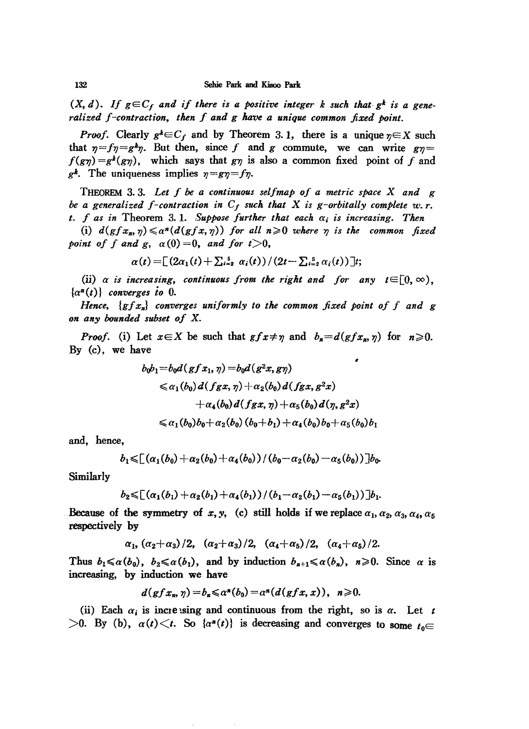$(X, d)$. *If $g \in C_f$ and if there is a positive integer $k$ such that $g^k$ is a generalized $f$-contraction, then $f$ and $g$ have a unique common fixed point.*

*Proof.* Clearly $g^k \in C_f$ and by Theorem 3.1, there is a unique $\eta \in X$ such that $\eta = f\eta = g^k\eta$. But then, since $f$ and $g$ commute, we can write $g\eta = f(g\eta) = g^k(g\eta)$, which says that $g\eta$ is also a common fixed point of $f$ and $g^k$. The uniqueness implies $\eta = g\eta = f\eta$.

THEOREM 3.3. *Let $f$ be a continuous selfmap of a metric space $X$ and $g$ be a generalized $f$-contraction in $C_f$ such that $X$ is $g$-orbitally complete w.r.t. $f$ as in* Theorem 3.1. *Suppose further that each $\alpha_i$ is increasing. Then*

(i) *$d(gfx_n, \eta) \leqslant \alpha^n(d(gfx, \eta))$ for all $n \geqslant 0$ where $\eta$ is the common fixed point of $f$ and $g$, $\alpha(0) = 0$, and for $t > 0$,*

$$\alpha(t) = [(2\alpha_1(t) + \textstyle\sum_{i=2}^{5} \alpha_i(t)) / (2t - \textstyle\sum_{i=2}^{5} \alpha_i(t))]t;$$

(ii) *$\alpha$ is increasing, continuous from the right and for any $t \in [0, \infty)$, $\{\alpha^n(t)\}$ converges to 0.*

*Hence, $\{gfx_n\}$ converges uniformly to the common fixed point of $f$ and $g$ on any bounded subset of $X$.*

*Proof.* (i) Let $x \in X$ be such that $gfx \neq \eta$ and $b_n = d(gfx_n, \eta)$ for $n \geqslant 0$. By (c), we have

$$\begin{aligned}
b_0 b_1 = b_0 d(gfx_1, \eta) &= b_0 d(g^2x, g\eta) \\
&\leqslant \alpha_1(b_0) d(fgx, \eta) + \alpha_2(b_0) d(fgx, g^2x) \\
&\qquad + \alpha_4(b_0) d(fgx, \eta) + \alpha_5(b_0) d(\eta, g^2x) \\
&\leqslant \alpha_1(b_0) b_0 + \alpha_2(b_0)(b_0 + b_1) + \alpha_4(b_0) b_0 + \alpha_5(b_0) b_1
\end{aligned}$$

and, hence,

$$b_1 \leqslant [(\alpha_1(b_0) + \alpha_2(b_0) + \alpha_4(b_0)) / (b_0 - \alpha_2(b_0) - \alpha_5(b_0))] b_0.$$

Similarly

$$b_2 \leqslant [(\alpha_1(b_1) + \alpha_2(b_1) + \alpha_4(b_1)) / (b_1 - \alpha_2(b_1) - \alpha_5(b_1))] b_1.$$

Because of the symmetry of $x, y$, (c) still holds if we replace $\alpha_1, \alpha_2, \alpha_3, \alpha_4, \alpha_5$ respectively by

$$\alpha_1, (\alpha_2 + \alpha_3)/2, \quad (\alpha_2 + \alpha_3)/2, \quad (\alpha_4 + \alpha_5)/2, \quad (\alpha_4 + \alpha_5)/2.$$

Thus $b_1 \leqslant \alpha(b_0)$, $b_2 \leqslant \alpha(b_1)$, and by induction $b_{n+1} \leqslant \alpha(b_n)$, $n \geqslant 0$. Since $\alpha$ is increasing, by induction we have

$$d(gfx_n, \eta) = b_n \leqslant \alpha^n(b_0) = \alpha^n(d(gfx, x)), \quad n \geqslant 0.$$

(ii) Each $\alpha_i$ is increasing and continuous from the right, so is $\alpha$. Let $t > 0$. By (b), $\alpha(t) < t$. So $\{\alpha^n(t)\}$ is decreasing and converges to some $t_0 \in$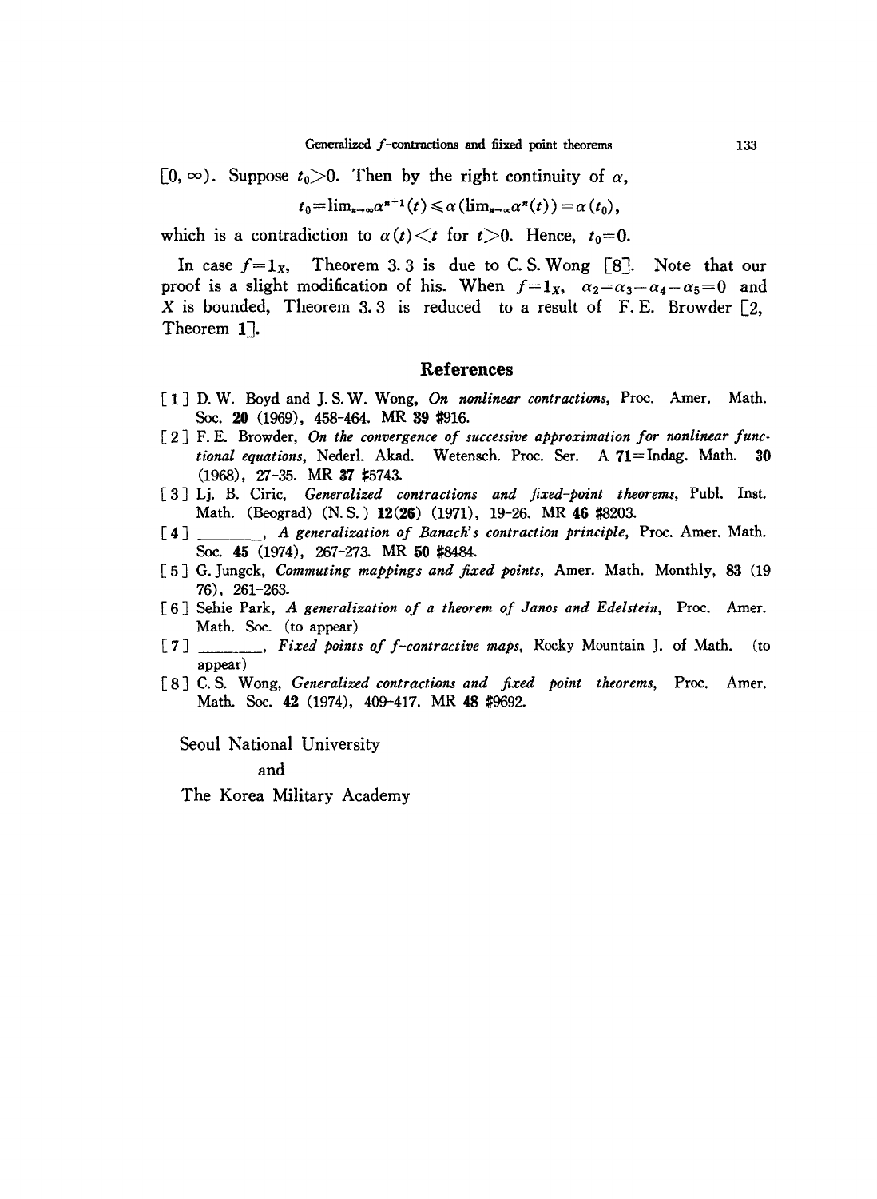$[0, \infty)$. Suppose $t_0 > 0$. Then by the right continuity of $\alpha$,

$$t_0 = \lim_{n\to\infty} \alpha^{n+1}(t) \leqslant \alpha(\lim_{n\to\infty} \alpha^n(t)) = \alpha(t_0),$$

which is a contradiction to $\alpha(t) < t$ for $t > 0$. Hence, $t_0 = 0$.

In case $f = 1_X$, Theorem 3.3 is due to C. S. Wong [8]. Note that our proof is a slight modification of his. When $f = 1_X$, $\alpha_2 = \alpha_3 = \alpha_4 = \alpha_5 = 0$ and $X$ is bounded, Theorem 3.3 is reduced to a result of F. E. Browder [2, Theorem 1].

## References

[1] D. W. Boyd and J. S. W. Wong, *On nonlinear contractions*, Proc. Amer. Math. Soc. **20** (1969), 458-464. MR **39** #916.

[2] F. E. Browder, *On the convergence of successive approximation for nonlinear functional equations*, Nederl. Akad. Wetensch. Proc. Ser. A **71** = Indag. Math. **30** (1968), 27-35. MR **37** #5743.

[3] Lj. B. Ciric, *Generalized contractions and fixed-point theorems*, Publ. Inst. Math. (Beograd) (N. S.) **12(26)** (1971), 19-26. MR **46** #8203.

[4] ________, *A generalization of Banach's contraction principle*, Proc. Amer. Math. Soc. **45** (1974), 267-273. MR **50** #8484.

[5] G. Jungck, *Commuting mappings and fixed points*, Amer. Math. Monthly, **83** (1976), 261-263.

[6] Sehie Park, *A generalization of a theorem of Janos and Edelstein*, Proc. Amer. Math. Soc. (to appear)

[7] ________, *Fixed points of f-contractive maps*, Rocky Mountain J. of Math. (to appear)

[8] C. S. Wong, *Generalized contractions and fixed point theorems*, Proc. Amer. Math. Soc. **42** (1974), 409-417. MR **48** #9692.

Seoul National University

and

The Korea Military Academy